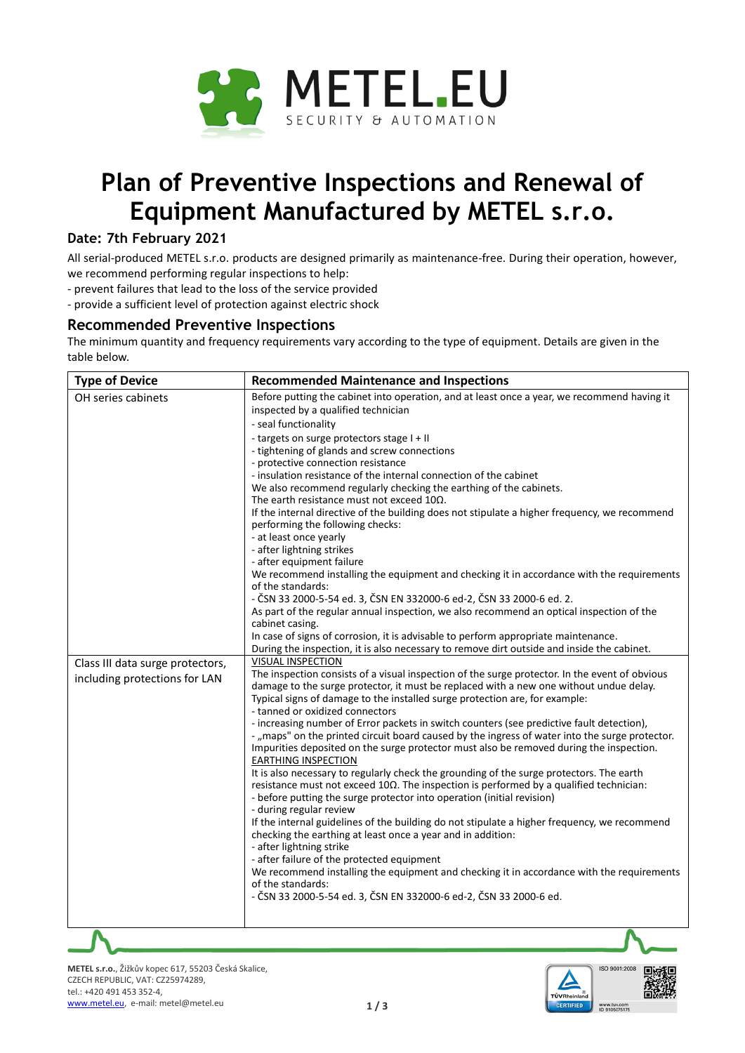# Plan of Preventive Inspections and Renewal of Equipment Manufactured by METEL s.r.o.

## Date: 7th February 2021

All serial-produced METEL s.r.o. products are designed primarily as maintenance-free. During their operation, however, we recommend performing regular inspections to help:
- prevent failures that lead to the loss of the service provided
- provide a sufficient level of protection against electric shock

## Recommended Preventive Inspections

The minimum quantity and frequency requirements vary according to the type of equipment. Details are given in the table below.

| Type of Device | Recommended Maintenance and Inspections |
|---|---|
| OH series cabinets | Before putting the cabinet into operation, and at least once a year, we recommend having it inspected by a qualified technician<br>- seal functionality<br>- targets on surge protectors stage I + II<br>- tightening of glands and screw connections<br>- protective connection resistance<br>- insulation resistance of the internal connection of the cabinet<br>We also recommend regularly checking the earthing of the cabinets.<br>The earth resistance must not exceed 10Ω.<br>If the internal directive of the building does not stipulate a higher frequency, we recommend performing the following checks:<br>- at least once yearly<br>- after lightning strikes<br>- after equipment failure<br>We recommend installing the equipment and checking it in accordance with the requirements of the standards:<br>- ČSN 33 2000-5-54 ed. 3, ČSN EN 332000-6 ed-2, ČSN 33 2000-6 ed. 2.<br>As part of the regular annual inspection, we also recommend an optical inspection of the cabinet casing.<br>In case of signs of corrosion, it is advisable to perform appropriate maintenance.<br>During the inspection, it is also necessary to remove dirt outside and inside the cabinet. |
| Class III data surge protectors, including protections for LAN | VISUAL INSPECTION<br>The inspection consists of a visual inspection of the surge protector. In the event of obvious damage to the surge protector, it must be replaced with a new one without undue delay.<br>Typical signs of damage to the installed surge protection are, for example:<br>- tanned or oxidized connectors<br>- increasing number of Error packets in switch counters (see predictive fault detection),<br>- „maps" on the printed circuit board caused by the ingress of water into the surge protector.<br>Impurities deposited on the surge protector must also be removed during the inspection.<br>EARTHING INSPECTION<br>It is also necessary to regularly check the grounding of the surge protectors. The earth resistance must not exceed 10Ω. The inspection is performed by a qualified technician:<br>- before putting the surge protector into operation (initial revision)<br>- during regular review<br>If the internal guidelines of the building do not stipulate a higher frequency, we recommend checking the earthing at least once a year and in addition:<br>- after lightning strike<br>- after failure of the protected equipment<br>We recommend installing the equipment and checking it in accordance with the requirements of the standards:<br>- ČSN 33 2000-5-54 ed. 3, ČSN EN 332000-6 ed-2, ČSN 33 2000-6 ed. |

**METEL s.r.o.**, Žižkův kopec 617, 55203 Česká Skalice, CZECH REPUBLIC, VAT: CZ25974289, tel.: +420 491 453 352-4, www.metel.eu, e-mail: metel@metel.eu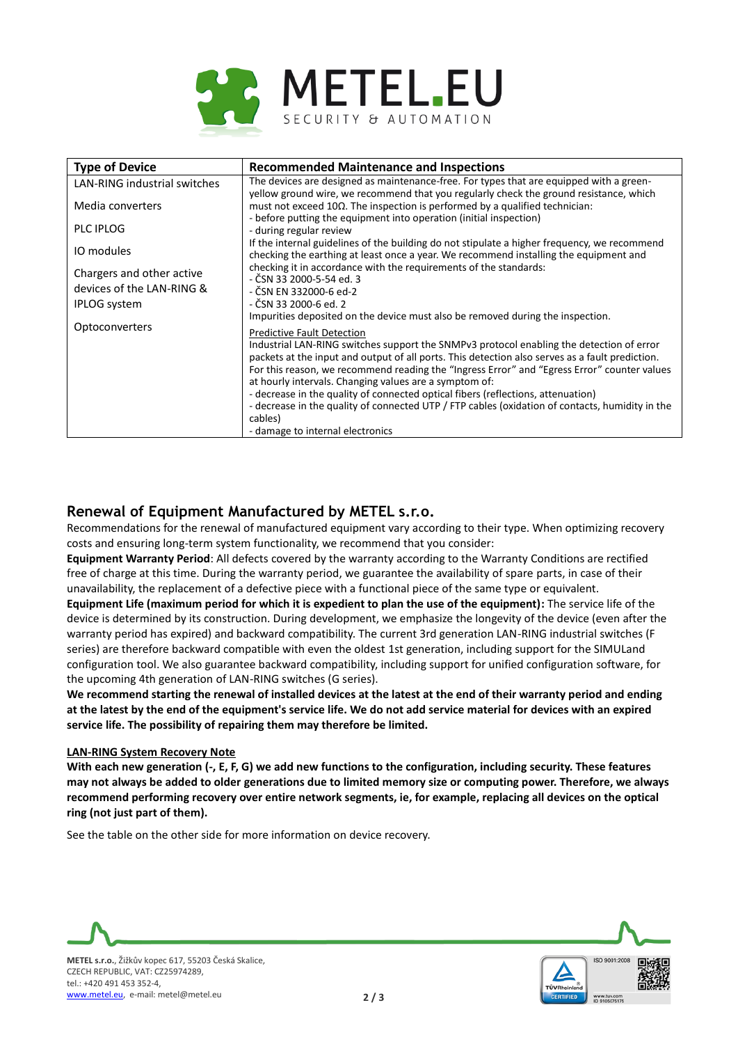| Type of Device | Recommended Maintenance and Inspections |
|---|---|
| LAN-RING industrial switches<br><br>Media converters<br><br>PLC IPLOG<br><br>IO modules<br><br>Chargers and other active devices of the LAN-RING & IPLOG system<br><br>Optoconverters | The devices are designed as maintenance-free. For types that are equipped with a green-yellow ground wire, we recommend that you regularly check the ground resistance, which must not exceed 10Ω. The inspection is performed by a qualified technician:<br>- before putting the equipment into operation (initial inspection)<br>- during regular review<br>If the internal guidelines of the building do not stipulate a higher frequency, we recommend checking the earthing at least once a year. We recommend installing the equipment and checking it in accordance with the requirements of the standards:<br>- ČSN 33 2000-5-54 ed. 3<br>- ČSN EN 332000-6 ed-2<br>- ČSN 33 2000-6 ed. 2<br>Impurities deposited on the device must also be removed during the inspection.<br><br><u>Predictive Fault Detection</u><br>Industrial LAN-RING switches support the SNMPv3 protocol enabling the detection of error packets at the input and output of all ports. This detection also serves as a fault prediction. For this reason, we recommend reading the "Ingress Error" and "Egress Error" counter values at hourly intervals. Changing values are a symptom of:<br>- decrease in the quality of connected optical fibers (reflections, attenuation)<br>- decrease in the quality of connected UTP / FTP cables (oxidation of contacts, humidity in the cables)<br>- damage to internal electronics |

## Renewal of Equipment Manufactured by METEL s.r.o.

Recommendations for the renewal of manufactured equipment vary according to their type. When optimizing recovery costs and ensuring long-term system functionality, we recommend that you consider:

**Equipment Warranty Period**: All defects covered by the warranty according to the Warranty Conditions are rectified free of charge at this time. During the warranty period, we guarantee the availability of spare parts, in case of their unavailability, the replacement of a defective piece with a functional piece of the same type or equivalent.

**Equipment Life (maximum period for which it is expedient to plan the use of the equipment):** The service life of the device is determined by its construction. During development, we emphasize the longevity of the device (even after the warranty period has expired) and backward compatibility. The current 3rd generation LAN-RING industrial switches (F series) are therefore backward compatible with even the oldest 1st generation, including support for the SIMULand configuration tool. We also guarantee backward compatibility, including support for unified configuration software, for the upcoming 4th generation of LAN-RING switches (G series).

**We recommend starting the renewal of installed devices at the latest at the end of their warranty period and ending at the latest by the end of the equipment's service life. We do not add service material for devices with an expired service life. The possibility of repairing them may therefore be limited.**

**<u>LAN-RING System Recovery Note</u>**

**With each new generation (-, E, F, G) we add new functions to the configuration, including security. These features may not always be added to older generations due to limited memory size or computing power. Therefore, we always recommend performing recovery over entire network segments, ie, for example, replacing all devices on the optical ring (not just part of them).**

See the table on the other side for more information on device recovery.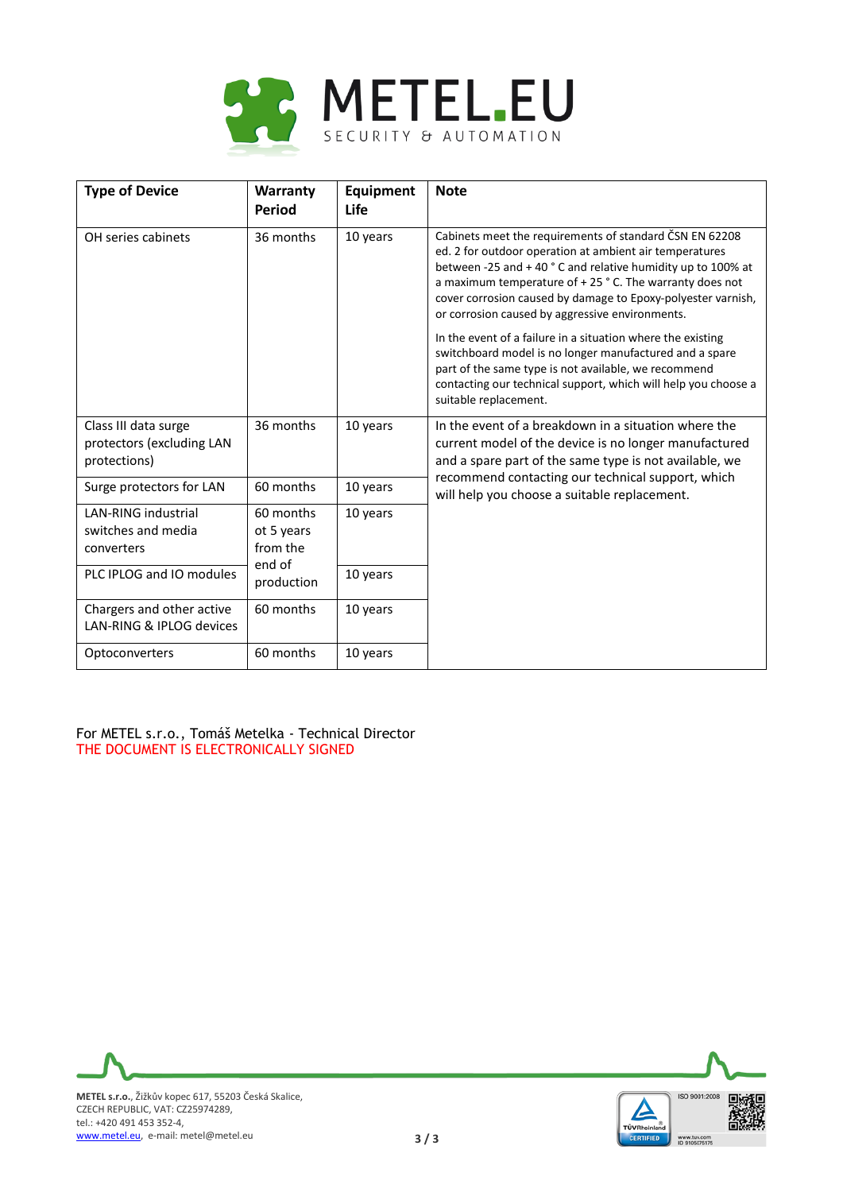| Type of Device | Warranty Period | Equipment Life | Note |
| --- | --- | --- | --- |
| OH series cabinets | 36 months | 10 years | Cabinets meet the requirements of standard ČSN EN 62208 ed. 2 for outdoor operation at ambient air temperatures between -25 and + 40 ° C and relative humidity up to 100% at a maximum temperature of + 25 ° C. The warranty does not cover corrosion caused by damage to Epoxy-polyester varnish, or corrosion caused by aggressive environments.<br><br>In the event of a failure in a situation where the existing switchboard model is no longer manufactured and a spare part of the same type is not available, we recommend contacting our technical support, which will help you choose a suitable replacement. |
| Class III data surge protectors (excluding LAN protections) | 36 months | 10 years | In the event of a breakdown in a situation where the current model of the device is no longer manufactured and a spare part of the same type is not available, we recommend contacting our technical support, which will help you choose a suitable replacement. |
| Surge protectors for LAN | 60 months | 10 years | |
| LAN-RING industrial switches and media converters | 60 months ot 5 years from the end of production | 10 years | |
| PLC IPLOG and IO modules | | 10 years | |
| Chargers and other active LAN-RING & IPLOG devices | 60 months | 10 years | |
| Optoconverters | 60 months | 10 years | |

For METEL s.r.o., Tomáš Metelka - Technical Director
THE DOCUMENT IS ELECTRONICALLY SIGNED

**METEL s.r.o.**, Žižkův kopec 617, 55203 Česká Skalice,
CZECH REPUBLIC, VAT: CZ25974289,
tel.: +420 491 453 352-4,
www.metel.eu, e-mail: metel@metel.eu